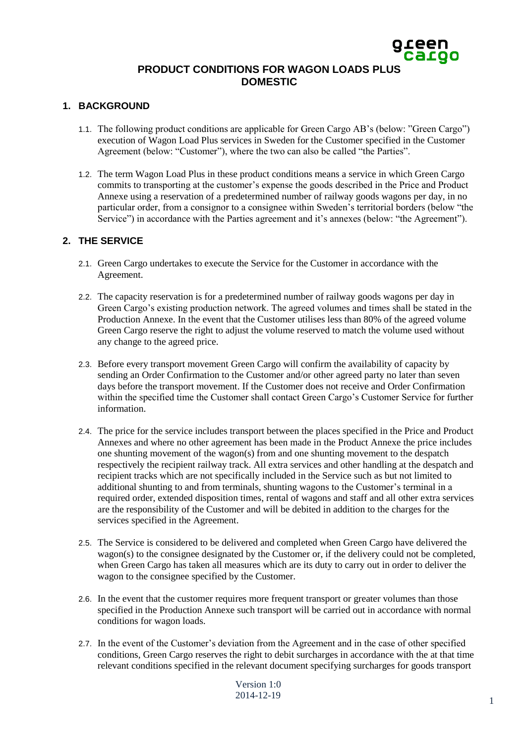# PRODUCT CONDITIONS FOR WAGON LOADS PLUS DOMESTIC

## 1. BACKGROUND

1.1. The following product conditions are applicable for Green Cargo AB's (below: "Green Cargo") execution of Wagon Load Plus services in Sweden for the Customer specified in the Customer Agreement (below: "Customer"), where the two can also be called "the Parties".

1.2. The term Wagon Load Plus in these product conditions means a service in which Green Cargo commits to transporting at the customer's expense the goods described in the Price and Product Annexe using a reservation of a predetermined number of railway goods wagons per day, in no particular order, from a consignor to a consignee within Sweden's territorial borders (below "the Service") in accordance with the Parties agreement and it's annexes (below: "the Agreement").

## 2. THE SERVICE

2.1. Green Cargo undertakes to execute the Service for the Customer in accordance with the Agreement.

2.2. The capacity reservation is for a predetermined number of railway goods wagons per day in Green Cargo's existing production network. The agreed volumes and times shall be stated in the Production Annexe. In the event that the Customer utilises less than 80% of the agreed volume Green Cargo reserve the right to adjust the volume reserved to match the volume used without any change to the agreed price.

2.3. Before every transport movement Green Cargo will confirm the availability of capacity by sending an Order Confirmation to the Customer and/or other agreed party no later than seven days before the transport movement. If the Customer does not receive and Order Confirmation within the specified time the Customer shall contact Green Cargo's Customer Service for further information.

2.4. The price for the service includes transport between the places specified in the Price and Product Annexes and where no other agreement has been made in the Product Annexe the price includes one shunting movement of the wagon(s) from and one shunting movement to the despatch respectively the recipient railway track. All extra services and other handling at the despatch and recipient tracks which are not specifically included in the Service such as but not limited to additional shunting to and from terminals, shunting wagons to the Customer's terminal in a required order, extended disposition times, rental of wagons and staff and all other extra services are the responsibility of the Customer and will be debited in addition to the charges for the services specified in the Agreement.

2.5. The Service is considered to be delivered and completed when Green Cargo have delivered the wagon(s) to the consignee designated by the Customer or, if the delivery could not be completed, when Green Cargo has taken all measures which are its duty to carry out in order to deliver the wagon to the consignee specified by the Customer.

2.6. In the event that the customer requires more frequent transport or greater volumes than those specified in the Production Annexe such transport will be carried out in accordance with normal conditions for wagon loads.

2.7. In the event of the Customer's deviation from the Agreement and in the case of other specified conditions, Green Cargo reserves the right to debit surcharges in accordance with the at that time relevant conditions specified in the relevant document specifying surcharges for goods transport

Version 1:0
2014-12-19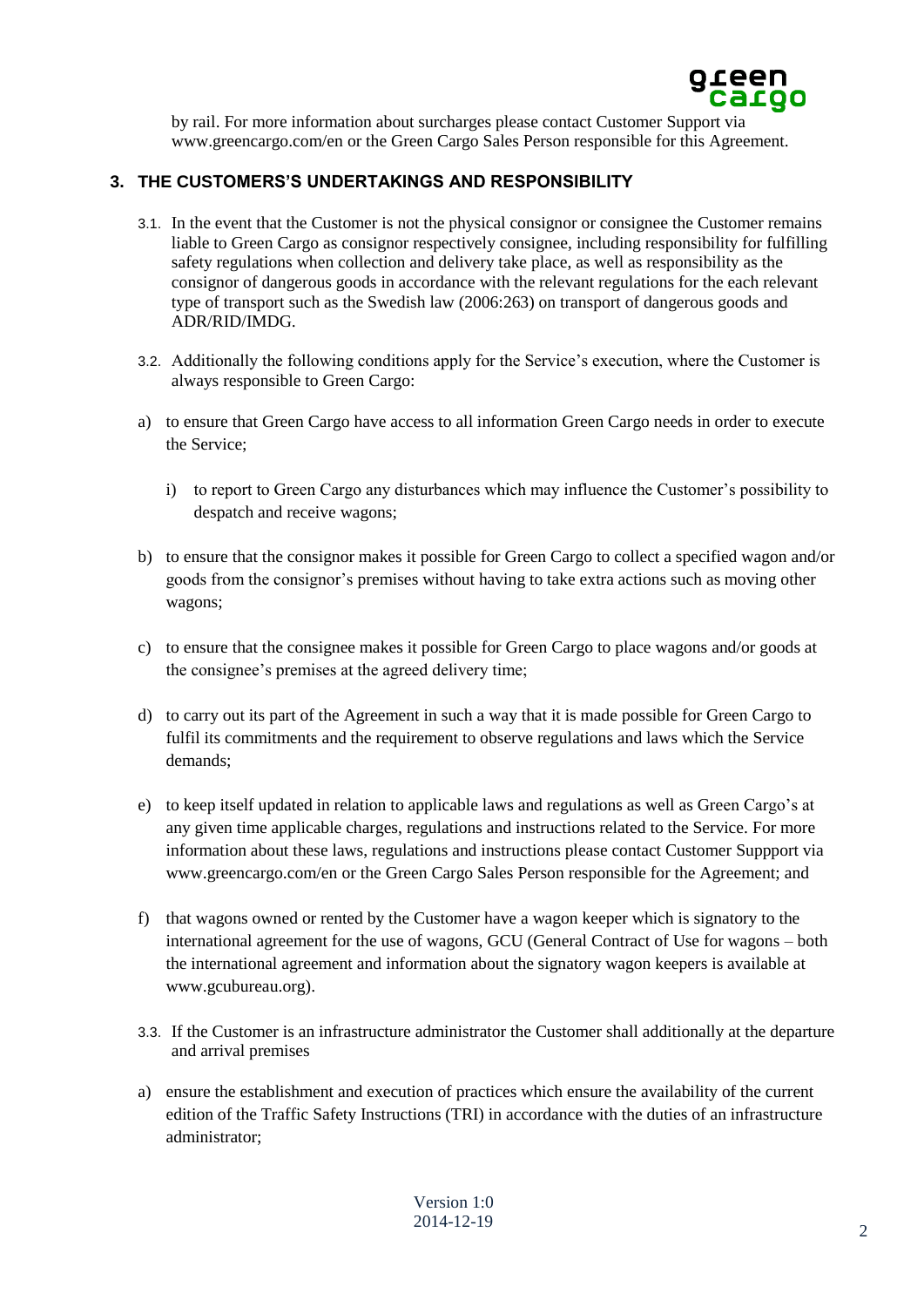by rail. For more information about surcharges please contact Customer Support via www.greencargo.com/en or the Green Cargo Sales Person responsible for this Agreement.

## 3. THE CUSTOMERS'S UNDERTAKINGS AND RESPONSIBILITY

3.1. In the event that the Customer is not the physical consignor or consignee the Customer remains liable to Green Cargo as consignor respectively consignee, including responsibility for fulfilling safety regulations when collection and delivery take place, as well as responsibility as the consignor of dangerous goods in accordance with the relevant regulations for the each relevant type of transport such as the Swedish law (2006:263) on transport of dangerous goods and ADR/RID/IMDG.

3.2. Additionally the following conditions apply for the Service's execution, where the Customer is always responsible to Green Cargo:

a) to ensure that Green Cargo have access to all information Green Cargo needs in order to execute the Service;

   i) to report to Green Cargo any disturbances which may influence the Customer's possibility to despatch and receive wagons;

b) to ensure that the consignor makes it possible for Green Cargo to collect a specified wagon and/or goods from the consignor's premises without having to take extra actions such as moving other wagons;

c) to ensure that the consignee makes it possible for Green Cargo to place wagons and/or goods at the consignee's premises at the agreed delivery time;

d) to carry out its part of the Agreement in such a way that it is made possible for Green Cargo to fulfil its commitments and the requirement to observe regulations and laws which the Service demands;

e) to keep itself updated in relation to applicable laws and regulations as well as Green Cargo's at any given time applicable charges, regulations and instructions related to the Service. For more information about these laws, regulations and instructions please contact Customer Suppport via www.greencargo.com/en or the Green Cargo Sales Person responsible for the Agreement; and

f) that wagons owned or rented by the Customer have a wagon keeper which is signatory to the international agreement for the use of wagons, GCU (General Contract of Use for wagons – both the international agreement and information about the signatory wagon keepers is available at www.gcubureau.org).

3.3. If the Customer is an infrastructure administrator the Customer shall additionally at the departure and arrival premises

a) ensure the establishment and execution of practices which ensure the availability of the current edition of the Traffic Safety Instructions (TRI) in accordance with the duties of an infrastructure administrator;

Version 1:0
2014-12-19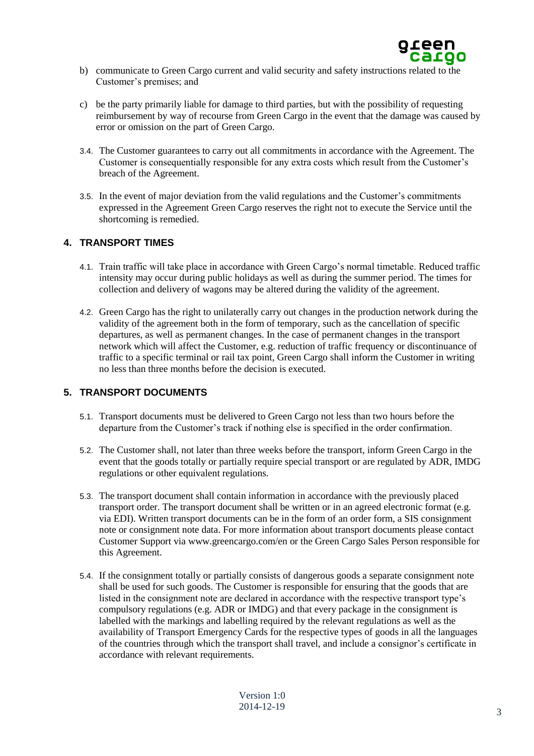b) communicate to Green Cargo current and valid security and safety instructions related to the Customer's premises; and

c) be the party primarily liable for damage to third parties, but with the possibility of requesting reimbursement by way of recourse from Green Cargo in the event that the damage was caused by error or omission on the part of Green Cargo.

3.4. The Customer guarantees to carry out all commitments in accordance with the Agreement. The Customer is consequentially responsible for any extra costs which result from the Customer's breach of the Agreement.

3.5. In the event of major deviation from the valid regulations and the Customer's commitments expressed in the Agreement Green Cargo reserves the right not to execute the Service until the shortcoming is remedied.

## 4. TRANSPORT TIMES

4.1. Train traffic will take place in accordance with Green Cargo's normal timetable. Reduced traffic intensity may occur during public holidays as well as during the summer period. The times for collection and delivery of wagons may be altered during the validity of the agreement.

4.2. Green Cargo has the right to unilaterally carry out changes in the production network during the validity of the agreement both in the form of temporary, such as the cancellation of specific departures, as well as permanent changes. In the case of permanent changes in the transport network which will affect the Customer, e.g. reduction of traffic frequency or discontinuance of traffic to a specific terminal or rail tax point, Green Cargo shall inform the Customer in writing no less than three months before the decision is executed.

## 5. TRANSPORT DOCUMENTS

5.1. Transport documents must be delivered to Green Cargo not less than two hours before the departure from the Customer's track if nothing else is specified in the order confirmation.

5.2. The Customer shall, not later than three weeks before the transport, inform Green Cargo in the event that the goods totally or partially require special transport or are regulated by ADR, IMDG regulations or other equivalent regulations.

5.3. The transport document shall contain information in accordance with the previously placed transport order. The transport document shall be written or in an agreed electronic format (e.g. via EDI). Written transport documents can be in the form of an order form, a SIS consignment note or consignment note data. For more information about transport documents please contact Customer Support via www.greencargo.com/en or the Green Cargo Sales Person responsible for this Agreement.

5.4. If the consignment totally or partially consists of dangerous goods a separate consignment note shall be used for such goods. The Customer is responsible for ensuring that the goods that are listed in the consignment note are declared in accordance with the respective transport type's compulsory regulations (e.g. ADR or IMDG) and that every package in the consignment is labelled with the markings and labelling required by the relevant regulations as well as the availability of Transport Emergency Cards for the respective types of goods in all the languages of the countries through which the transport shall travel, and include a consignor's certificate in accordance with relevant requirements.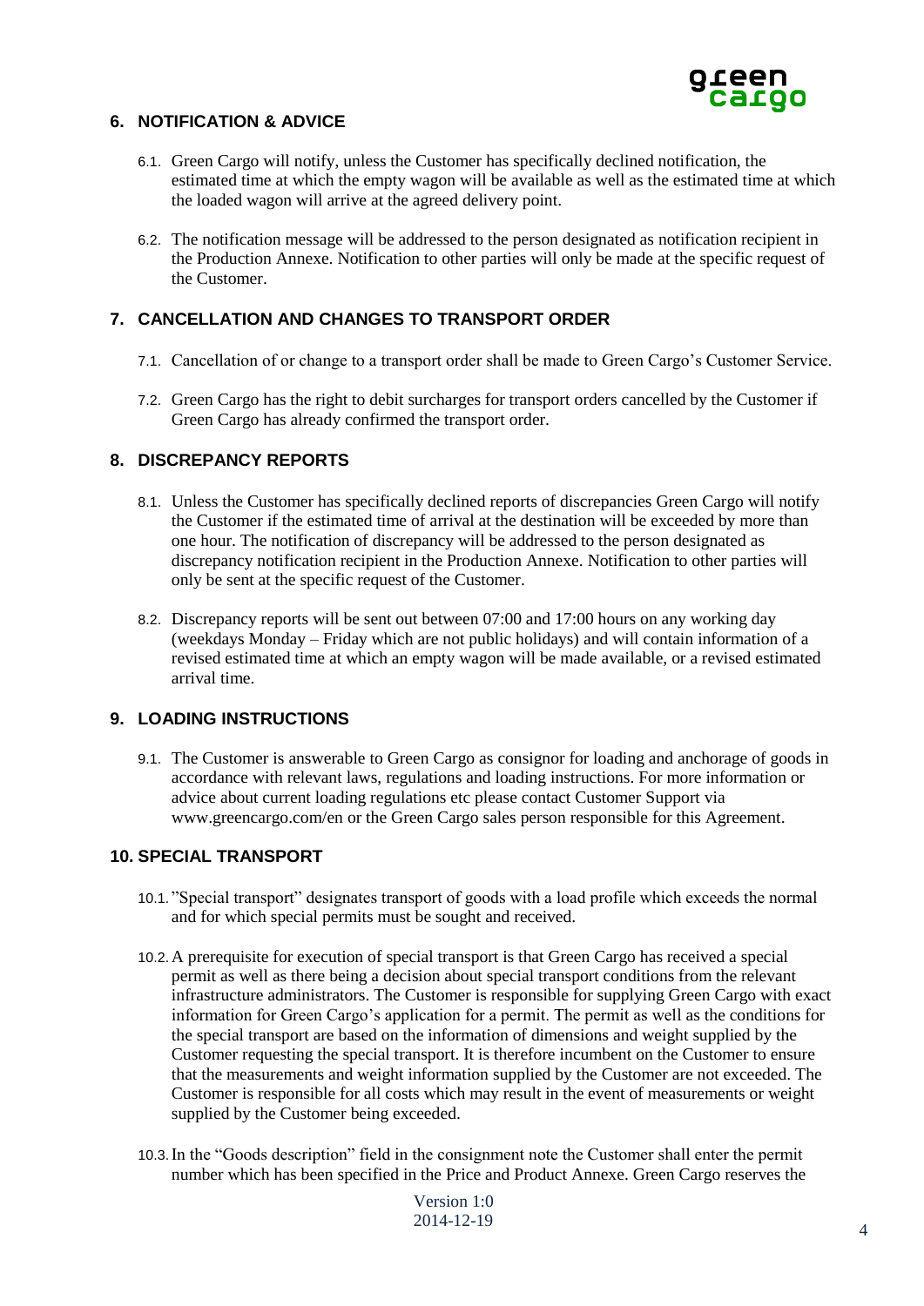## 6. NOTIFICATION & ADVICE

6.1. Green Cargo will notify, unless the Customer has specifically declined notification, the estimated time at which the empty wagon will be available as well as the estimated time at which the loaded wagon will arrive at the agreed delivery point.

6.2. The notification message will be addressed to the person designated as notification recipient in the Production Annexe. Notification to other parties will only be made at the specific request of the Customer.

## 7. CANCELLATION AND CHANGES TO TRANSPORT ORDER

7.1. Cancellation of or change to a transport order shall be made to Green Cargo's Customer Service.

7.2. Green Cargo has the right to debit surcharges for transport orders cancelled by the Customer if Green Cargo has already confirmed the transport order.

## 8. DISCREPANCY REPORTS

8.1. Unless the Customer has specifically declined reports of discrepancies Green Cargo will notify the Customer if the estimated time of arrival at the destination will be exceeded by more than one hour. The notification of discrepancy will be addressed to the person designated as discrepancy notification recipient in the Production Annexe. Notification to other parties will only be sent at the specific request of the Customer.

8.2. Discrepancy reports will be sent out between 07:00 and 17:00 hours on any working day (weekdays Monday – Friday which are not public holidays) and will contain information of a revised estimated time at which an empty wagon will be made available, or a revised estimated arrival time.

## 9. LOADING INSTRUCTIONS

9.1. The Customer is answerable to Green Cargo as consignor for loading and anchorage of goods in accordance with relevant laws, regulations and loading instructions. For more information or advice about current loading regulations etc please contact Customer Support via www.greencargo.com/en or the Green Cargo sales person responsible for this Agreement.

## 10. SPECIAL TRANSPORT

10.1. "Special transport" designates transport of goods with a load profile which exceeds the normal and for which special permits must be sought and received.

10.2. A prerequisite for execution of special transport is that Green Cargo has received a special permit as well as there being a decision about special transport conditions from the relevant infrastructure administrators. The Customer is responsible for supplying Green Cargo with exact information for Green Cargo's application for a permit. The permit as well as the conditions for the special transport are based on the information of dimensions and weight supplied by the Customer requesting the special transport. It is therefore incumbent on the Customer to ensure that the measurements and weight information supplied by the Customer are not exceeded. The Customer is responsible for all costs which may result in the event of measurements or weight supplied by the Customer being exceeded.

10.3. In the "Goods description" field in the consignment note the Customer shall enter the permit number which has been specified in the Price and Product Annexe. Green Cargo reserves the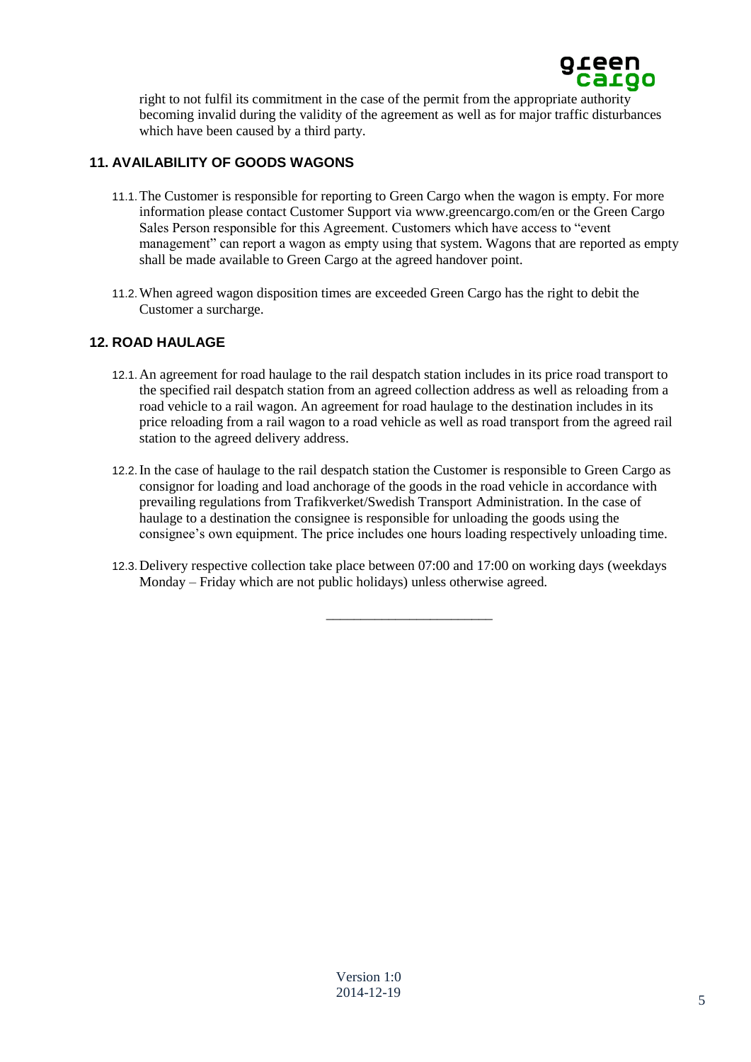right to not fulfil its commitment in the case of the permit from the appropriate authority becoming invalid during the validity of the agreement as well as for major traffic disturbances which have been caused by a third party.

## 11. AVAILABILITY OF GOODS WAGONS

11.1. The Customer is responsible for reporting to Green Cargo when the wagon is empty. For more information please contact Customer Support via www.greencargo.com/en or the Green Cargo Sales Person responsible for this Agreement. Customers which have access to "event management" can report a wagon as empty using that system. Wagons that are reported as empty shall be made available to Green Cargo at the agreed handover point.

11.2. When agreed wagon disposition times are exceeded Green Cargo has the right to debit the Customer a surcharge.

## 12. ROAD HAULAGE

12.1. An agreement for road haulage to the rail despatch station includes in its price road transport to the specified rail despatch station from an agreed collection address as well as reloading from a road vehicle to a rail wagon. An agreement for road haulage to the destination includes in its price reloading from a rail wagon to a road vehicle as well as road transport from the agreed rail station to the agreed delivery address.

12.2. In the case of haulage to the rail despatch station the Customer is responsible to Green Cargo as consignor for loading and load anchorage of the goods in the road vehicle in accordance with prevailing regulations from Trafikverket/Swedish Transport Administration. In the case of haulage to a destination the consignee is responsible for unloading the goods using the consignee's own equipment. The price includes one hours loading respectively unloading time.

12.3. Delivery respective collection take place between 07:00 and 17:00 on working days (weekdays Monday – Friday which are not public holidays) unless otherwise agreed.

\_\_\_\_\_\_\_\_\_\_\_\_\_\_\_\_\_\_\_\_\_\_\_\_

Version 1:0
2014-12-19